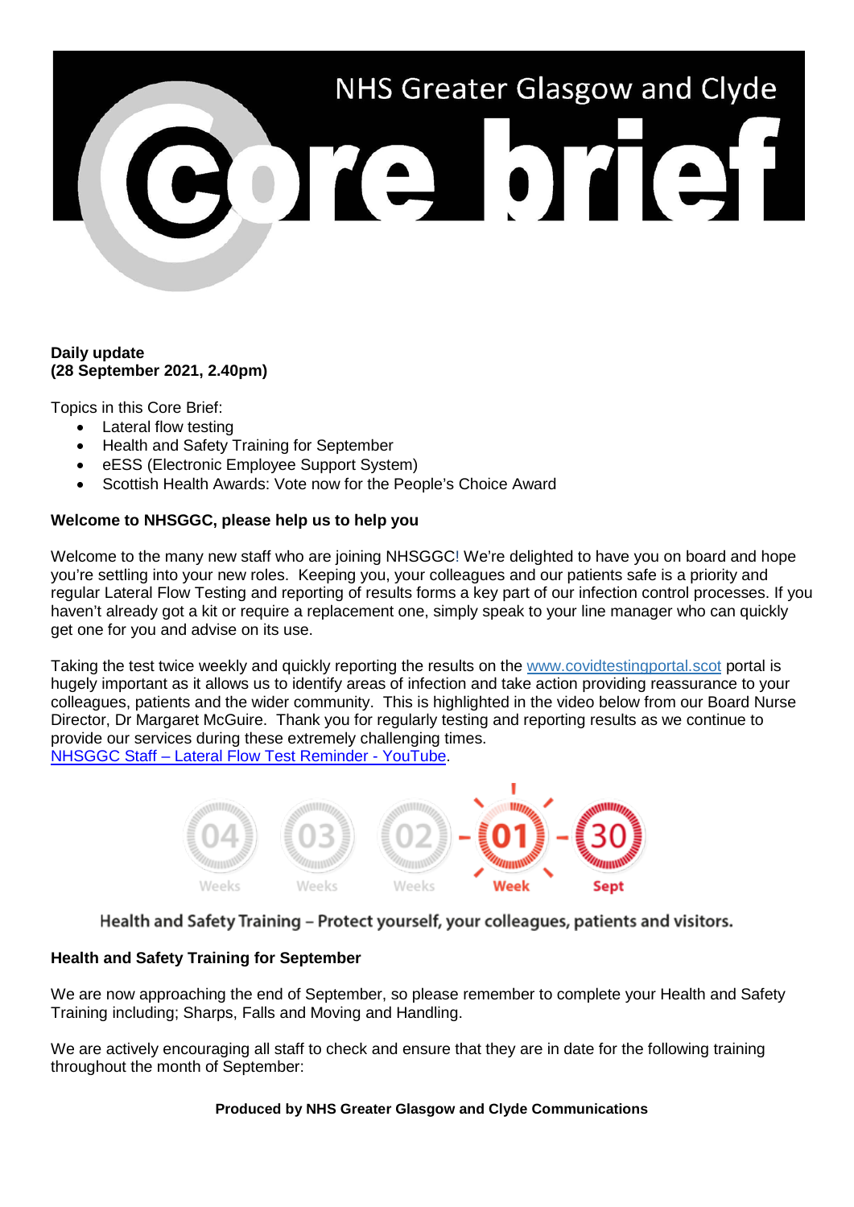# NHS Greater Glasgow and Clyde Core brief

**Daily update**
**(28 September 2021, 2.40pm)**

Topics in this Core Brief:

- Lateral flow testing
- Health and Safety Training for September
- eESS (Electronic Employee Support System)
- Scottish Health Awards: Vote now for the People's Choice Award

**Welcome to NHSGGC, please help us to help you**

Welcome to the many new staff who are joining NHSGGC! We're delighted to have you on board and hope you're settling into your new roles. Keeping you, your colleagues and our patients safe is a priority and regular Lateral Flow Testing and reporting of results forms a key part of our infection control processes. If you haven't already got a kit or require a replacement one, simply speak to your line manager who can quickly get one for you and advise on its use.

Taking the test twice weekly and quickly reporting the results on the [www.covidtestingportal.scot](www.covidtestingportal.scot) portal is hugely important as it allows us to identify areas of infection and take action providing reassurance to your colleagues, patients and the wider community. This is highlighted in the video below from our Board Nurse Director, Dr Margaret McGuire. Thank you for regularly testing and reporting results as we continue to provide our services during these extremely challenging times.
NHSGGC Staff – Lateral Flow Test Reminder - YouTube.

04 Weeks 03 Weeks 02 Weeks - 01 Week - 30 Sept

Health and Safety Training – Protect yourself, your colleagues, patients and visitors.

**Health and Safety Training for September**

We are now approaching the end of September, so please remember to complete your Health and Safety Training including; Sharps, Falls and Moving and Handling.

We are actively encouraging all staff to check and ensure that they are in date for the following training throughout the month of September: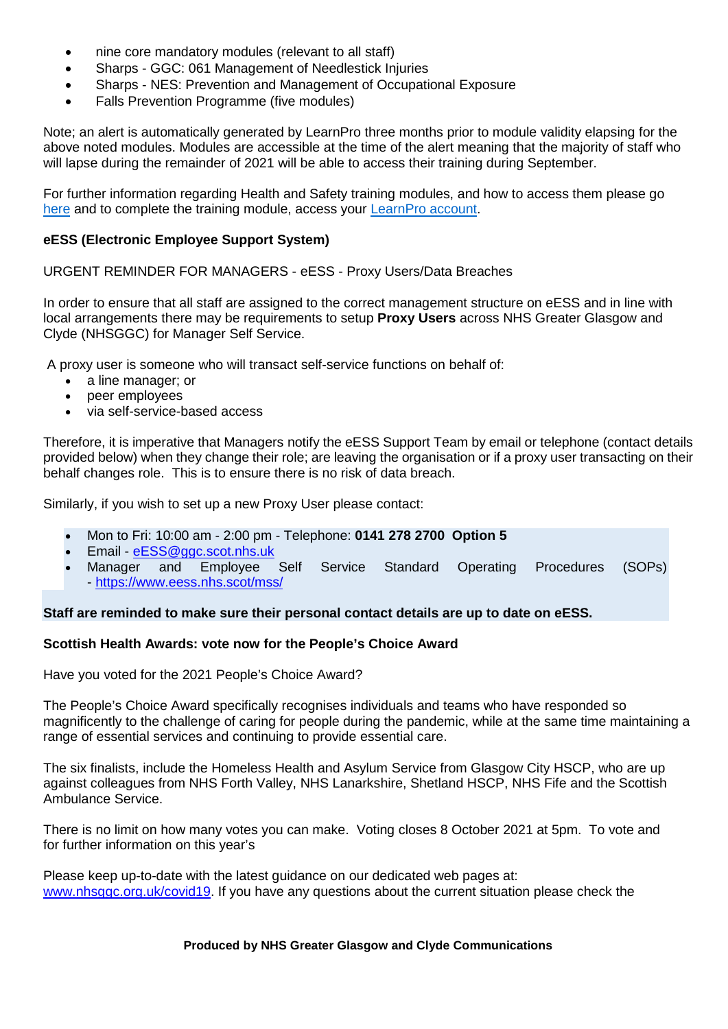- nine core mandatory modules (relevant to all staff)
- Sharps - GGC: 061 Management of Needlestick Injuries
- Sharps - NES: Prevention and Management of Occupational Exposure
- Falls Prevention Programme (five modules)

Note; an alert is automatically generated by LearnPro three months prior to module validity elapsing for the above noted modules. Modules are accessible at the time of the alert meaning that the majority of staff who will lapse during the remainder of 2021 will be able to access their training during September.

For further information regarding Health and Safety training modules, and how to access them please go here and to complete the training module, access your LearnPro account.

**eESS (Electronic Employee Support System)**

URGENT REMINDER FOR MANAGERS - eESS - Proxy Users/Data Breaches

In order to ensure that all staff are assigned to the correct management structure on eESS and in line with local arrangements there may be requirements to setup **Proxy Users** across NHS Greater Glasgow and Clyde (NHSGGC) for Manager Self Service.

A proxy user is someone who will transact self-service functions on behalf of:

- a line manager; or
- peer employees
- via self-service-based access

Therefore, it is imperative that Managers notify the eESS Support Team by email or telephone (contact details provided below) when they change their role; are leaving the organisation or if a proxy user transacting on their behalf changes role. This is to ensure there is no risk of data breach.

Similarly, if you wish to set up a new Proxy User please contact:

- Mon to Fri: 10:00 am - 2:00 pm - Telephone: **0141 278 2700 Option 5**
- Email - eESS@ggc.scot.nhs.uk
- Manager and Employee Self Service Standard Operating Procedures (SOPs) - https://www.eess.nhs.scot/mss/

**Staff are reminded to make sure their personal contact details are up to date on eESS.**

**Scottish Health Awards: vote now for the People's Choice Award**

Have you voted for the 2021 People's Choice Award?

The People's Choice Award specifically recognises individuals and teams who have responded so magnificently to the challenge of caring for people during the pandemic, while at the same time maintaining a range of essential services and continuing to provide essential care.

The six finalists, include the Homeless Health and Asylum Service from Glasgow City HSCP, who are up against colleagues from NHS Forth Valley, NHS Lanarkshire, Shetland HSCP, NHS Fife and the Scottish Ambulance Service.

There is no limit on how many votes you can make. Voting closes 8 October 2021 at 5pm. To vote and for further information on this year's

Please keep up-to-date with the latest guidance on our dedicated web pages at: www.nhsggc.org.uk/covid19. If you have any questions about the current situation please check the

**Produced by NHS Greater Glasgow and Clyde Communications**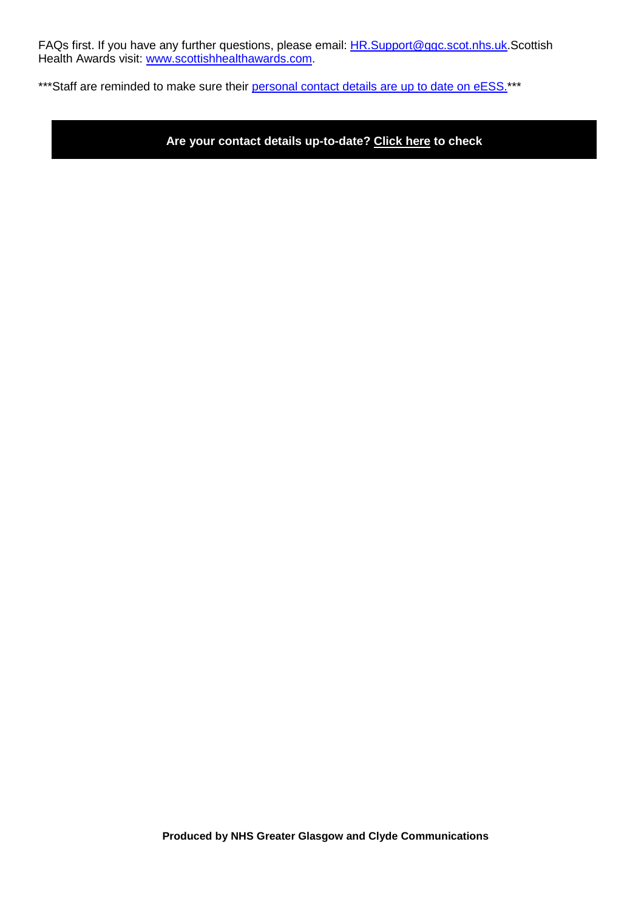FAQs first. If you have any further questions, please email: HR.Support@ggc.scot.nhs.uk.Scottish Health Awards visit: www.scottishhealthawards.com.

***Staff are reminded to make sure their personal contact details are up to date on eESS.***

**Are your contact details up-to-date? Click here to check**

**Produced by NHS Greater Glasgow and Clyde Communications**